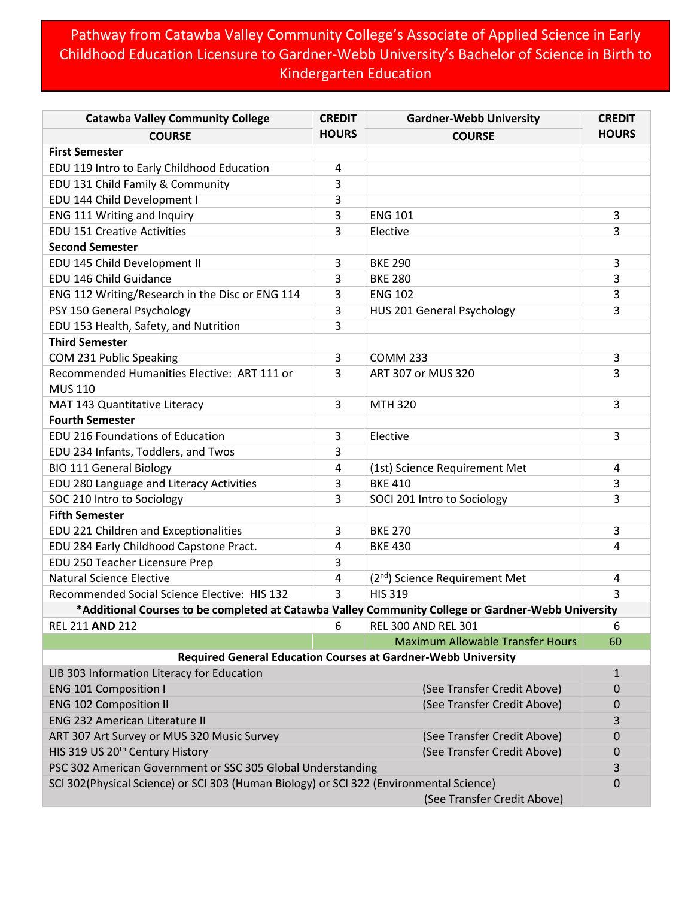# Pathway from Catawba Valley Community College's Associate of Applied Science in Early Childhood Education Licensure to Gardner-Webb University's Bachelor of Science in Birth to Kindergarten Education

| Catawba Valley Community College COURSE | CREDIT HOURS | Gardner-Webb University COURSE | CREDIT HOURS |
|---|---|---|---|
| **First Semester** | | | |
| EDU 119 Intro to Early Childhood Education | 4 | | |
| EDU 131 Child Family & Community | 3 | | |
| EDU 144 Child Development I | 3 | | |
| ENG 111 Writing and Inquiry | 3 | ENG 101 | 3 |
| EDU 151 Creative Activities | 3 | Elective | 3 |
| **Second Semester** | | | |
| EDU 145 Child Development II | 3 | BKE 290 | 3 |
| EDU 146 Child Guidance | 3 | BKE 280 | 3 |
| ENG 112 Writing/Research in the Disc or ENG 114 | 3 | ENG 102 | 3 |
| PSY 150 General Psychology | 3 | HUS 201 General Psychology | 3 |
| EDU 153 Health, Safety, and Nutrition | 3 | | |
| **Third Semester** | | | |
| COM 231 Public Speaking | 3 | COMM 233 | 3 |
| Recommended Humanities Elective: ART 111 or MUS 110 | 3 | ART 307 or MUS 320 | 3 |
| MAT 143 Quantitative Literacy | 3 | MTH 320 | 3 |
| **Fourth Semester** | | | |
| EDU 216 Foundations of Education | 3 | Elective | 3 |
| EDU 234 Infants, Toddlers, and Twos | 3 | | |
| BIO 111 General Biology | 4 | (1st) Science Requirement Met | 4 |
| EDU 280 Language and Literacy Activities | 3 | BKE 410 | 3 |
| SOC 210 Intro to Sociology | 3 | SOCI 201 Intro to Sociology | 3 |
| **Fifth Semester** | | | |
| EDU 221 Children and Exceptionalities | 3 | BKE 270 | 3 |
| EDU 284 Early Childhood Capstone Pract. | 4 | BKE 430 | 4 |
| EDU 250 Teacher Licensure Prep | 3 | | |
| Natural Science Elective | 4 | (2nd) Science Requirement Met | 4 |
| Recommended Social Science Elective: HIS 132 | 3 | HIS 319 | 3 |
| **\*Additional Courses to be completed at Catawba Valley Community College or Gardner-Webb University** | | | |
| REL 211 **AND** 212 | 6 | REL 300 AND REL 301 | 6 |
| | | Maximum Allowable Transfer Hours | 60 |
| **Required General Education Courses at Gardner-Webb University** | | | |
| LIB 303 Information Literacy for Education | | | 1 |
| ENG 101 Composition I | | (See Transfer Credit Above) | 0 |
| ENG 102 Composition II | | (See Transfer Credit Above) | 0 |
| ENG 232 American Literature II | | | 3 |
| ART 307 Art Survey or MUS 320 Music Survey | | (See Transfer Credit Above) | 0 |
| HIS 319 US 20th Century History | | (See Transfer Credit Above) | 0 |
| PSC 302 American Government or SSC 305 Global Understanding | | | 3 |
| SCI 302(Physical Science) or SCI 303 (Human Biology) or SCI 322 (Environmental Science) | | (See Transfer Credit Above) | 0 |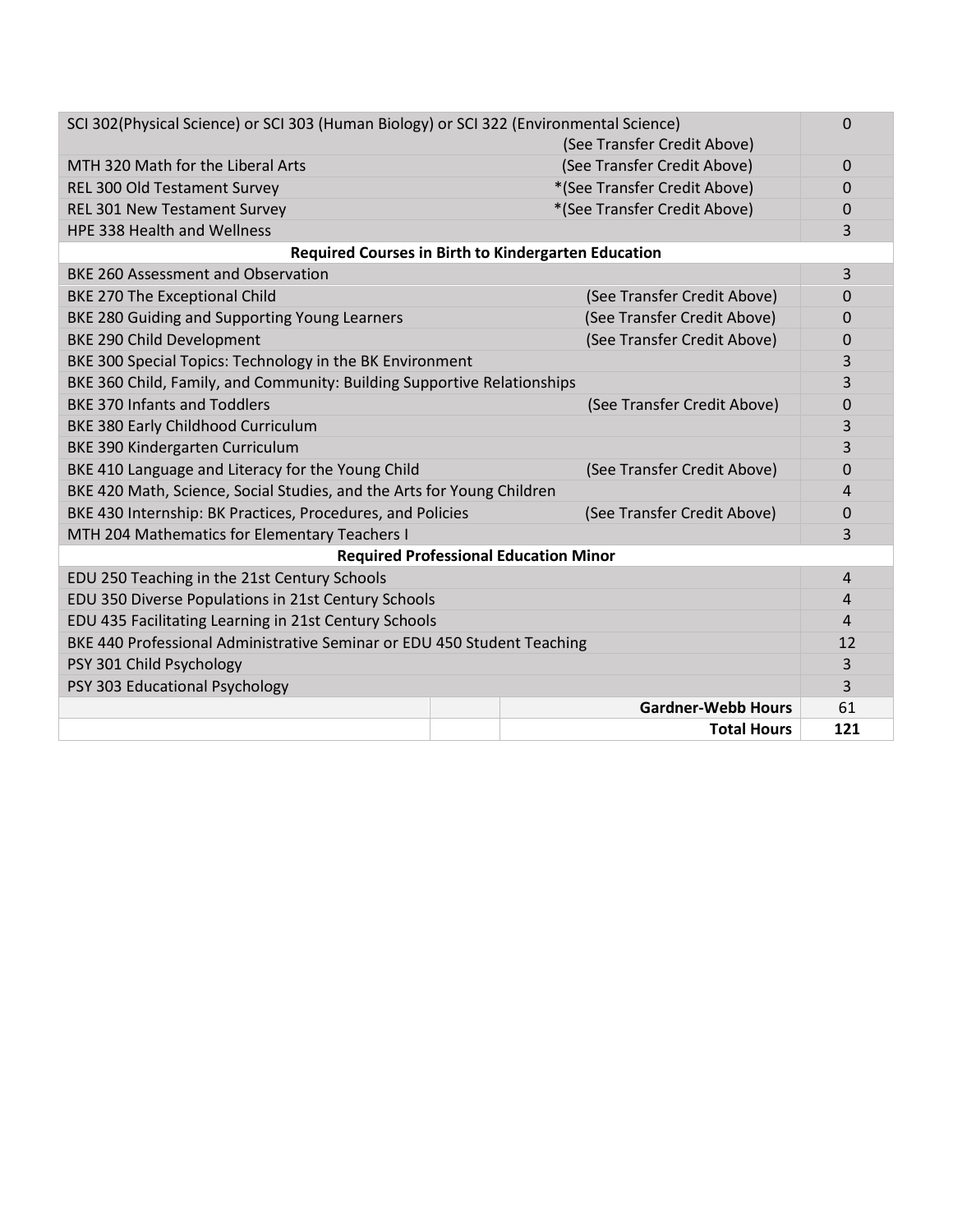| | | | |
|---|---|---|---|
| SCI 302(Physical Science) or SCI 303 (Human Biology) or SCI 322 (Environmental Science) | | (See Transfer Credit Above) | 0 |
| MTH 320 Math for the Liberal Arts | | (See Transfer Credit Above) | 0 |
| REL 300 Old Testament Survey | | *(See Transfer Credit Above) | 0 |
| REL 301 New Testament Survey | | *(See Transfer Credit Above) | 0 |
| HPE 338 Health and Wellness | | | 3 |
| **Required Courses in Birth to Kindergarten Education** | | | |
| BKE 260 Assessment and Observation | | | 3 |
| BKE 270 The Exceptional Child | | (See Transfer Credit Above) | 0 |
| BKE 280 Guiding and Supporting Young Learners | | (See Transfer Credit Above) | 0 |
| BKE 290 Child Development | | (See Transfer Credit Above) | 0 |
| BKE 300 Special Topics: Technology in the BK Environment | | | 3 |
| BKE 360 Child, Family, and Community: Building Supportive Relationships | | | 3 |
| BKE 370 Infants and Toddlers | | (See Transfer Credit Above) | 0 |
| BKE 380 Early Childhood Curriculum | | | 3 |
| BKE 390 Kindergarten Curriculum | | | 3 |
| BKE 410 Language and Literacy for the Young Child | | (See Transfer Credit Above) | 0 |
| BKE 420 Math, Science, Social Studies, and the Arts for Young Children | | | 4 |
| BKE 430 Internship: BK Practices, Procedures, and Policies | | (See Transfer Credit Above) | 0 |
| MTH 204 Mathematics for Elementary Teachers I | | | 3 |
| **Required Professional Education Minor** | | | |
| EDU 250 Teaching in the 21st Century Schools | | | 4 |
| EDU 350 Diverse Populations in 21st Century Schools | | | 4 |
| EDU 435 Facilitating Learning in 21st Century Schools | | | 4 |
| BKE 440 Professional Administrative Seminar or EDU 450 Student Teaching | | | 12 |
| PSY 301 Child Psychology | | | 3 |
| PSY 303 Educational Psychology | | | 3 |
| | | **Gardner-Webb Hours** | 61 |
| | | **Total Hours** | **121** |